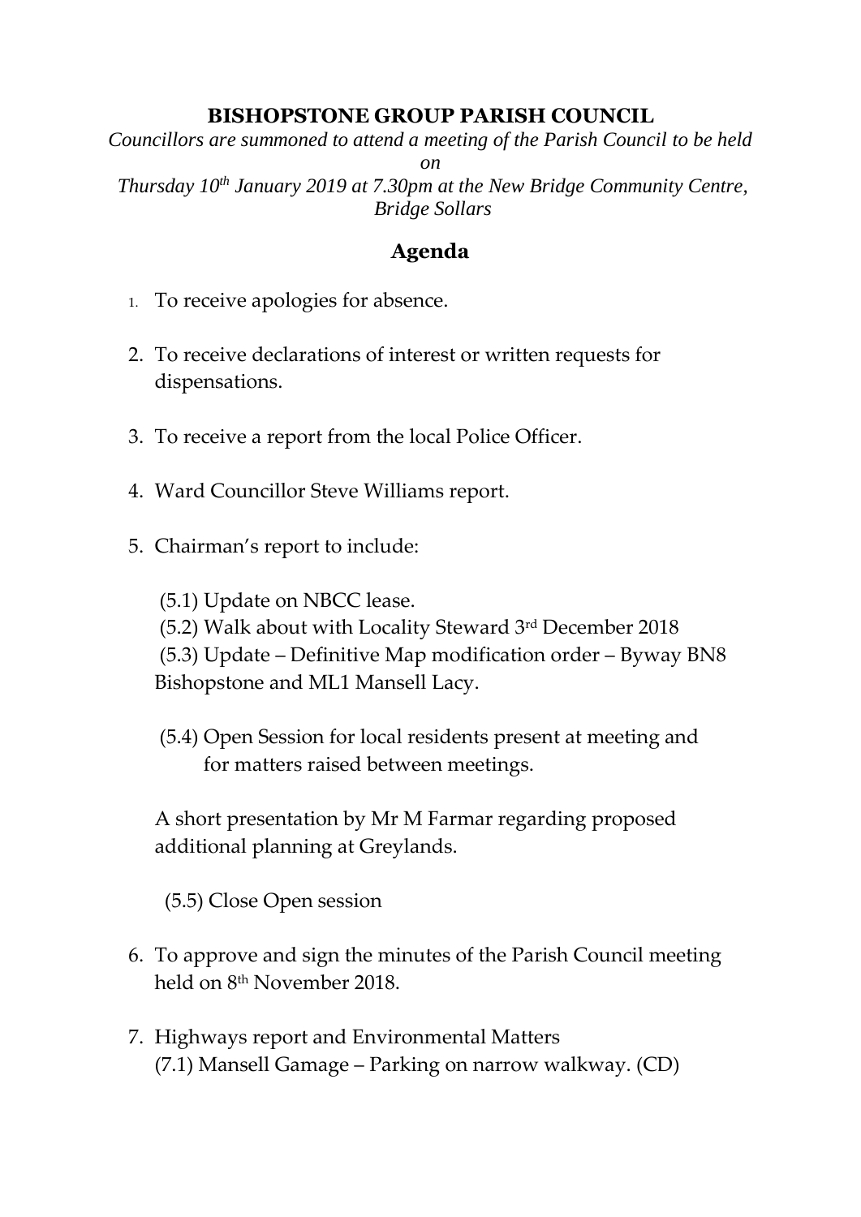# BISHOPSTONE GROUP PARISH COUNCIL

*Councillors are summoned to attend a meeting of the Parish Council to be held on*
*Thursday 10th January 2019 at 7.30pm at the New Bridge Community Centre, Bridge Sollars*

## Agenda

1. To receive apologies for absence.

2. To receive declarations of interest or written requests for dispensations.

3. To receive a report from the local Police Officer.

4. Ward Councillor Steve Williams report.

5. Chairman's report to include:

   (5.1) Update on NBCC lease.
   (5.2) Walk about with Locality Steward 3rd December 2018
   (5.3) Update – Definitive Map modification order – Byway BN8 Bishopstone and ML1 Mansell Lacy.

   (5.4) Open Session for local residents present at meeting and for matters raised between meetings.

   A short presentation by Mr M Farmar regarding proposed additional planning at Greylands.

   (5.5) Close Open session

6. To approve and sign the minutes of the Parish Council meeting held on 8th November 2018.

7. Highways report and Environmental Matters
   (7.1) Mansell Gamage – Parking on narrow walkway. (CD)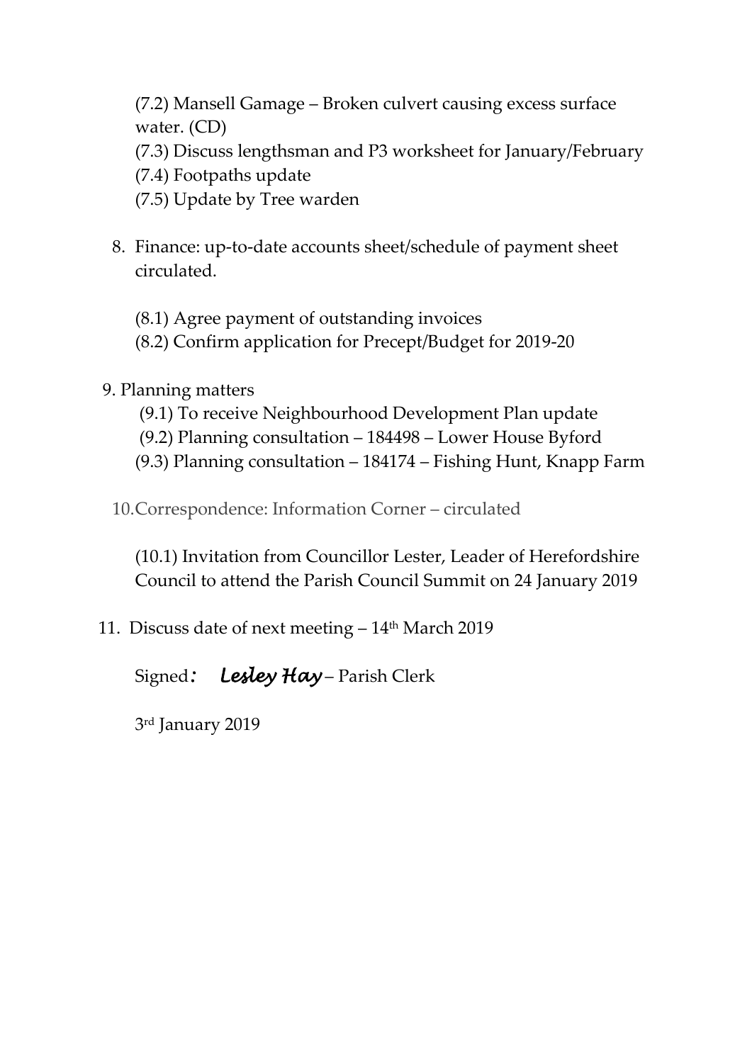(7.2) Mansell Gamage – Broken culvert causing excess surface water. (CD)

(7.3) Discuss lengthsman and P3 worksheet for January/February

(7.4) Footpaths update

(7.5) Update by Tree warden

8. Finance: up-to-date accounts sheet/schedule of payment sheet circulated.

   (8.1) Agree payment of outstanding invoices

   (8.2) Confirm application for Precept/Budget for 2019-20

9. Planning matters

   (9.1) To receive Neighbourhood Development Plan update

   (9.2) Planning consultation – 184498 – Lower House Byford

   (9.3) Planning consultation – 184174 – Fishing Hunt, Knapp Farm

10. Correspondence: Information Corner – circulated

   (10.1) Invitation from Councillor Lester, Leader of Herefordshire Council to attend the Parish Council Summit on 24 January 2019

11. Discuss date of next meeting – 14th March 2019

Signed: *Lesley Hay* – Parish Clerk

3rd January 2019